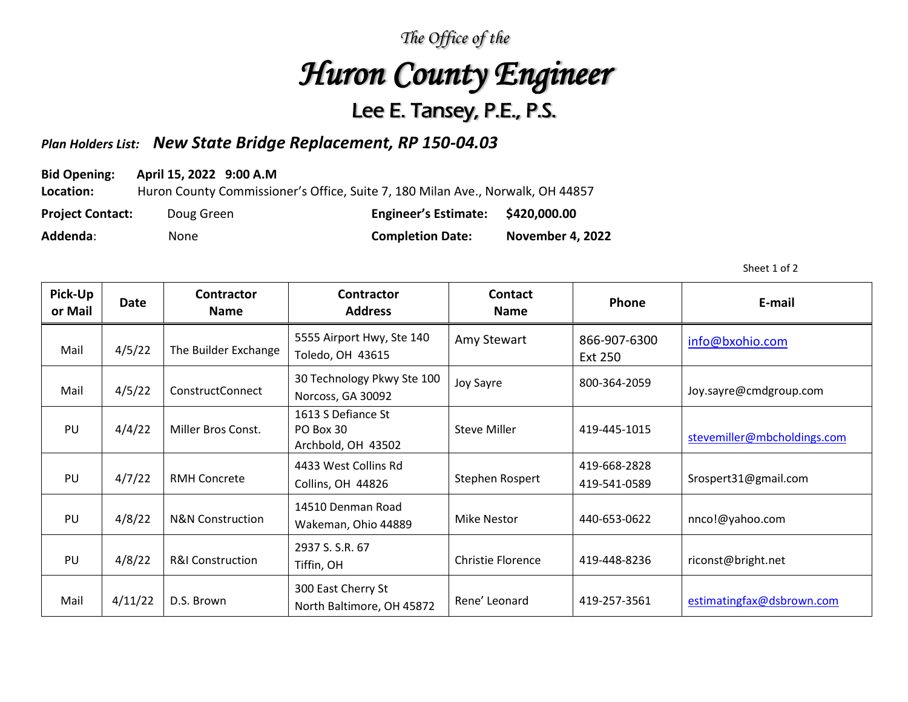*The Office of the*

# *Huron County Engineer*

## Lee E. Tansey, P.E., P.S.

*Plan Holders List:* ***New State Bridge Replacement, RP 150-04.03***

**Bid Opening:** **April 15, 2022 9:00 A.M**

**Location:** Huron County Commissioner's Office, Suite 7, 180 Milan Ave., Norwalk, OH 44857

**Project Contact:** Doug Green **Engineer's Estimate:** **$420,000.00**

**Addenda**: None **Completion Date:** **November 4, 2022**

Sheet 1 of 2

| Pick-Up or Mail | Date | Contractor Name | Contractor Address | Contact Name | Phone | E-mail |
|---|---|---|---|---|---|---|
| Mail | 4/5/22 | The Builder Exchange | 5555 Airport Hwy, Ste 140<br>Toledo, OH 43615 | Amy Stewart | 866-907-6300<br>Ext 250 | info@bxohio.com |
| Mail | 4/5/22 | ConstructConnect | 30 Technology Pkwy Ste 100<br>Norcoss, GA 30092 | Joy Sayre | 800-364-2059 | Joy.sayre@cmdgroup.com |
| PU | 4/4/22 | Miller Bros Const. | 1613 S Defiance St<br>PO Box 30<br>Archbold, OH 43502 | Steve Miller | 419-445-1015 | stevemiller@mbcholdings.com |
| PU | 4/7/22 | RMH Concrete | 4433 West Collins Rd<br>Collins, OH 44826 | Stephen Rospert | 419-668-2828<br>419-541-0589 | Srospert31@gmail.com |
| PU | 4/8/22 | N&N Construction | 14510 Denman Road<br>Wakeman, Ohio 44889 | Mike Nestor | 440-653-0622 | nnco!@yahoo.com |
| PU | 4/8/22 | R&I Construction | 2937 S. S.R. 67<br>Tiffin, OH | Christie Florence | 419-448-8236 | riconst@bright.net |
| Mail | 4/11/22 | D.S. Brown | 300 East Cherry St<br>North Baltimore, OH 45872 | Rene' Leonard | 419-257-3561 | estimatingfax@dsbrown.com |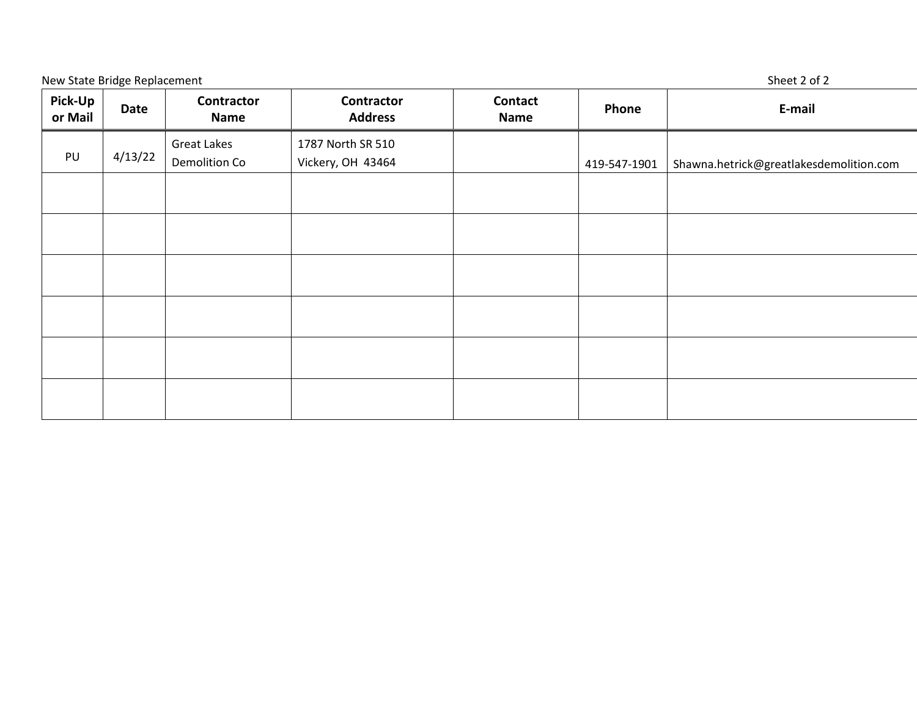New State Bridge Replacement

| Pick-Up or Mail | Date | Contractor Name | Contractor Address | Contact Name | Phone | E-mail |
|---|---|---|---|---|---|---|
| PU | 4/13/22 | Great Lakes Demolition Co | 1787 North SR 510 Vickery, OH 43464 | | 419-547-1901 | Shawna.hetrick@greatlakesdemolition.com |
| | | | | | | |
| | | | | | | |
| | | | | | | |
| | | | | | | |
| | | | | | | |
| | | | | | | |